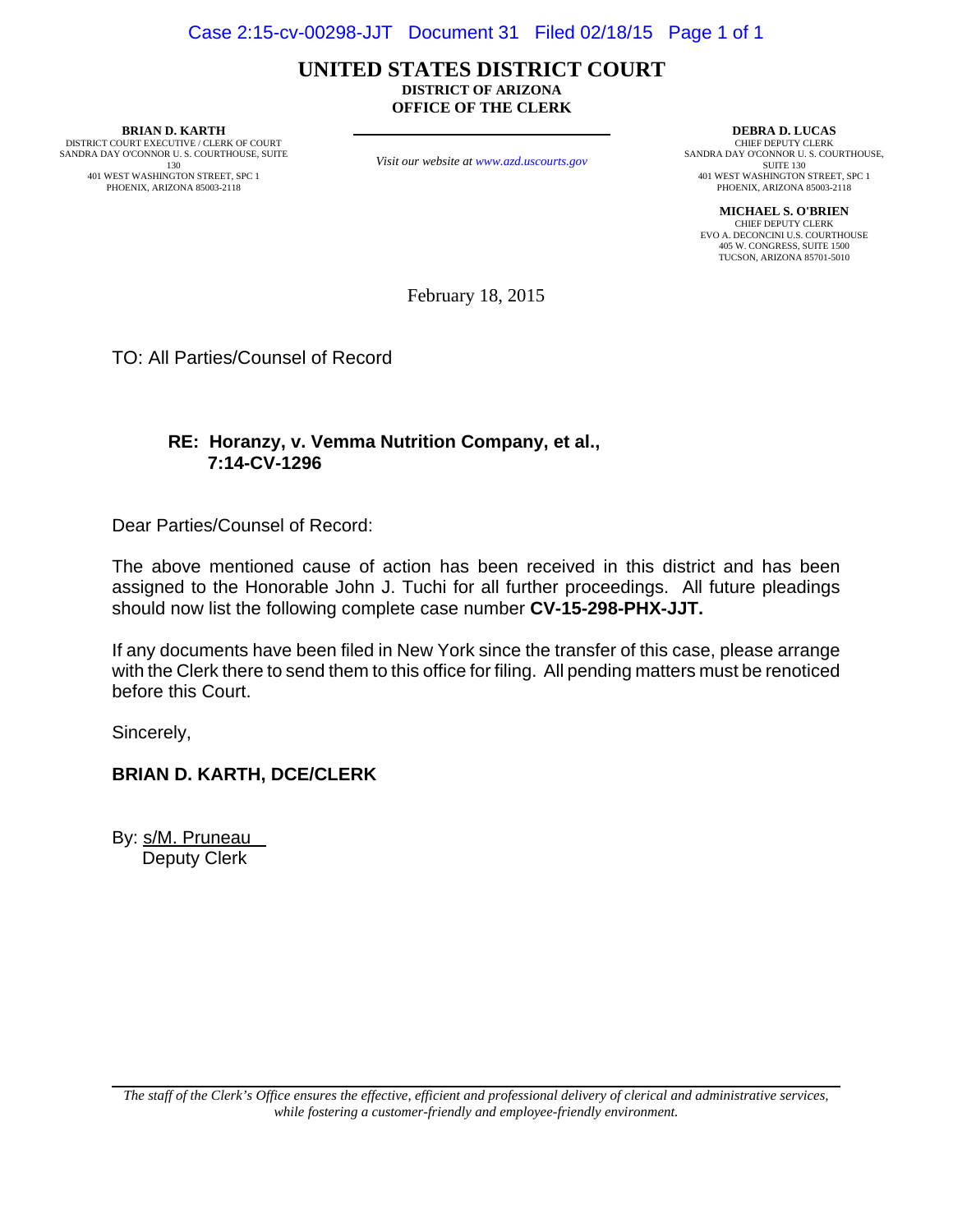# UNITED STATES DISTRICT COURT

**DISTRICT OF ARIZONA**
**OFFICE OF THE CLERK**

**BRIAN D. KARTH**
DISTRICT COURT EXECUTIVE / CLERK OF COURT
SANDRA DAY O'CONNOR U. S. COURTHOUSE, SUITE 130
401 WEST WASHINGTON STREET, SPC 1
PHOENIX, ARIZONA 85003-2118

*Visit our website at www.azd.uscourts.gov*

**DEBRA D. LUCAS**
CHIEF DEPUTY CLERK
SANDRA DAY O'CONNOR U. S. COURTHOUSE, SUITE 130
401 WEST WASHINGTON STREET, SPC 1
PHOENIX, ARIZONA 85003-2118

**MICHAEL S. O'BRIEN**
CHIEF DEPUTY CLERK
EVO A. DECONCINI U.S. COURTHOUSE
405 W. CONGRESS, SUITE 1500
TUCSON, ARIZONA 85701-5010

February 18, 2015

TO: All Parties/Counsel of Record

**RE: Horanzy, v. Vemma Nutrition Company, et al.,**
**7:14-CV-1296**

Dear Parties/Counsel of Record:

The above mentioned cause of action has been received in this district and has been assigned to the Honorable John J. Tuchi for all further proceedings. All future pleadings should now list the following complete case number **CV-15-298-PHX-JJT.**

If any documents have been filed in New York since the transfer of this case, please arrange with the Clerk there to send them to this office for filing. All pending matters must be renoticed before this Court.

Sincerely,

**BRIAN D. KARTH, DCE/CLERK**

By: s/M. Pruneau
Deputy Clerk

*The staff of the Clerk's Office ensures the effective, efficient and professional delivery of clerical and administrative services, while fostering a customer-friendly and employee-friendly environment.*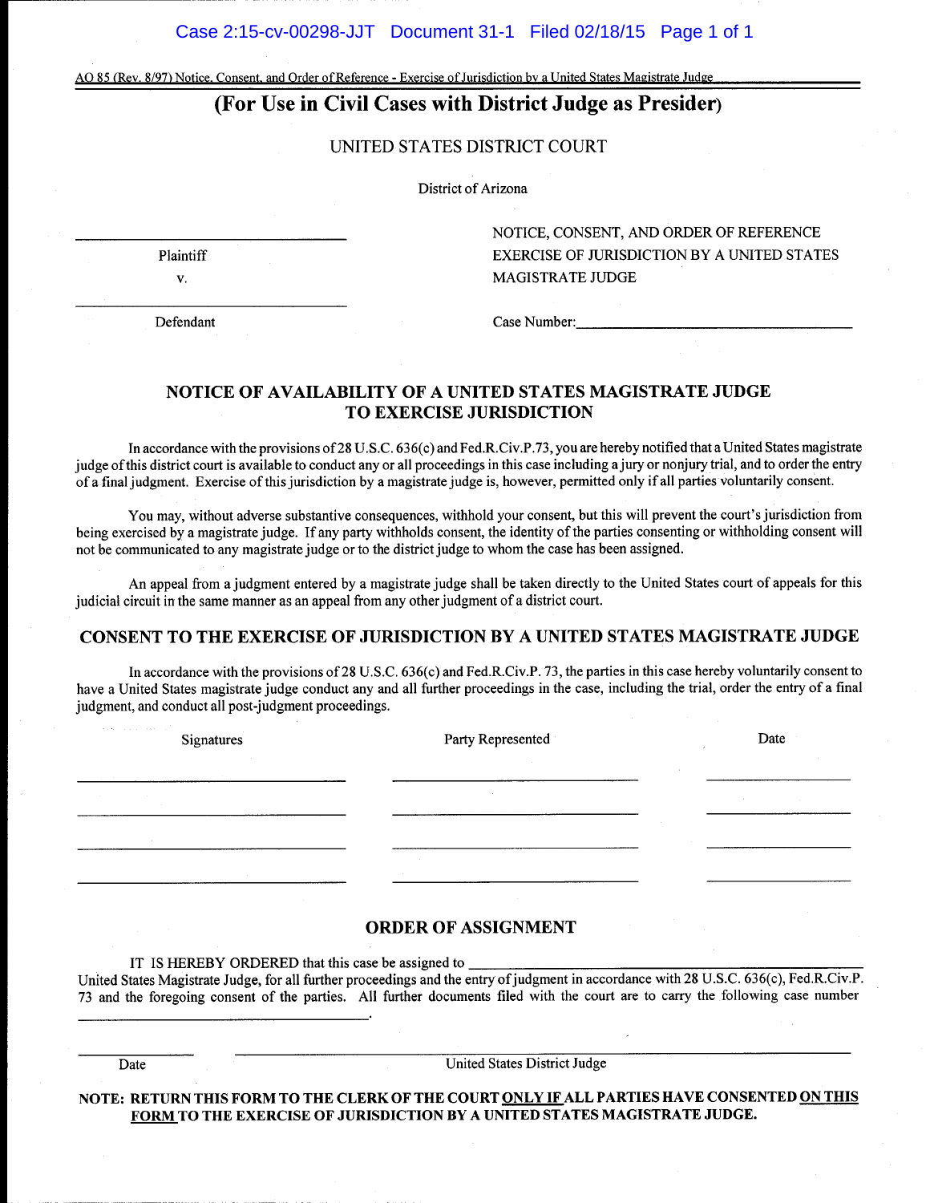AO 85 (Rev. 8/97) Notice, Consent, and Order of Reference - Exercise of Jurisdiction by a United States Magistrate Judge

## (For Use in Civil Cases with District Judge as Presider)

UNITED STATES DISTRICT COURT

District of Arizona

| | |
|---|---|
| ______________________________ Plaintiff | NOTICE, CONSENT, AND ORDER OF REFERENCE EXERCISE OF JURISDICTION BY A UNITED STATES MAGISTRATE JUDGE |
| v. | |
| ______________________________ Defendant | Case Number: ______________________________ |

### NOTICE OF AVAILABILITY OF A UNITED STATES MAGISTRATE JUDGE TO EXERCISE JURISDICTION

In accordance with the provisions of 28 U.S.C. 636(c) and Fed.R.Civ.P.73, you are hereby notified that a United States magistrate judge of this district court is available to conduct any or all proceedings in this case including a jury or nonjury trial, and to order the entry of a final judgment. Exercise of this jurisdiction by a magistrate judge is, however, permitted only if all parties voluntarily consent.

You may, without adverse substantive consequences, withhold your consent, but this will prevent the court's jurisdiction from being exercised by a magistrate judge. If any party withholds consent, the identity of the parties consenting or withholding consent will not be communicated to any magistrate judge or to the district judge to whom the case has been assigned.

An appeal from a judgment entered by a magistrate judge shall be taken directly to the United States court of appeals for this judicial circuit in the same manner as an appeal from any other judgment of a district court.

### CONSENT TO THE EXERCISE OF JURISDICTION BY A UNITED STATES MAGISTRATE JUDGE

In accordance with the provisions of 28 U.S.C. 636(c) and Fed.R.Civ.P. 73, the parties in this case hereby voluntarily consent to have a United States magistrate judge conduct any and all further proceedings in the case, including the trial, order the entry of a final judgment, and conduct all post-judgment proceedings.

| Signatures | Party Represented | Date |
|---|---|---|
| | | |
| | | |
| | | |
| | | |

### ORDER OF ASSIGNMENT

IT IS HEREBY ORDERED that this case be assigned to ______________________________ United States Magistrate Judge, for all further proceedings and the entry of judgment in accordance with 28 U.S.C. 636(c), Fed.R.Civ.P. 73 and the foregoing consent of the parties. All further documents filed with the court are to carry the following case number ______________________________.

| | |
|---|---|
| ______________ Date | ______________________________ United States District Judge |

**NOTE: RETURN THIS FORM TO THE CLERK OF THE COURT ONLY IF ALL PARTIES HAVE CONSENTED ON THIS FORM TO THE EXERCISE OF JURISDICTION BY A UNITED STATES MAGISTRATE JUDGE.**